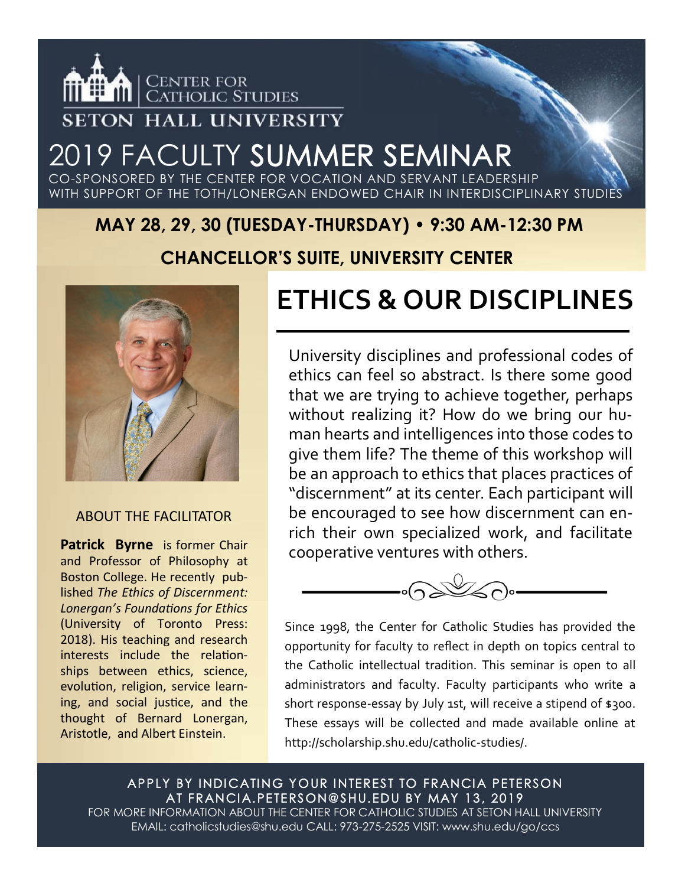CENTER FOR CATHOLIC STUDIES

SETON HALL UNIVERSITY

# 2019 FACULTY SUMMER SEMINAR

CO-SPONSORED BY THE CENTER FOR VOCATION AND SERVANT LEADERSHIP
WITH SUPPORT OF THE TOTH/LONERGAN ENDOWED CHAIR IN INTERDISCIPLINARY STUDIES

**MAY 28, 29, 30 (TUESDAY-THURSDAY) • 9:30 AM-12:30 PM**

**CHANCELLOR'S SUITE, UNIVERSITY CENTER**

## ETHICS & OUR DISCIPLINES

University disciplines and professional codes of ethics can feel so abstract. Is there some good that we are trying to achieve together, perhaps without realizing it? How do we bring our human hearts and intelligences into those codes to give them life? The theme of this workshop will be an approach to ethics that places practices of "discernment" at its center. Each participant will be encouraged to see how discernment can enrich their own specialized work, and facilitate cooperative ventures with others.

Since 1998, the Center for Catholic Studies has provided the opportunity for faculty to reflect in depth on topics central to the Catholic intellectual tradition. This seminar is open to all administrators and faculty. Faculty participants who write a short response-essay by July 1st, will receive a stipend of $300. These essays will be collected and made available online at http://scholarship.shu.edu/catholic-studies/.

### ABOUT THE FACILITATOR

**Patrick Byrne** is former Chair and Professor of Philosophy at Boston College. He recently published *The Ethics of Discernment: Lonergan's Foundations for Ethics* (University of Toronto Press: 2018). His teaching and research interests include the relationships between ethics, science, evolution, religion, service learning, and social justice, and the thought of Bernard Lonergan, Aristotle, and Albert Einstein.

APPLY BY INDICATING YOUR INTEREST TO FRANCIA PETERSON AT FRANCIA.PETERSON@SHU.EDU BY MAY 13, 2019

FOR MORE INFORMATION ABOUT THE CENTER FOR CATHOLIC STUDIES AT SETON HALL UNIVERSITY
EMAIL: catholicstudies@shu.edu CALL: 973-275-2525 VISIT: www.shu.edu/go/ccs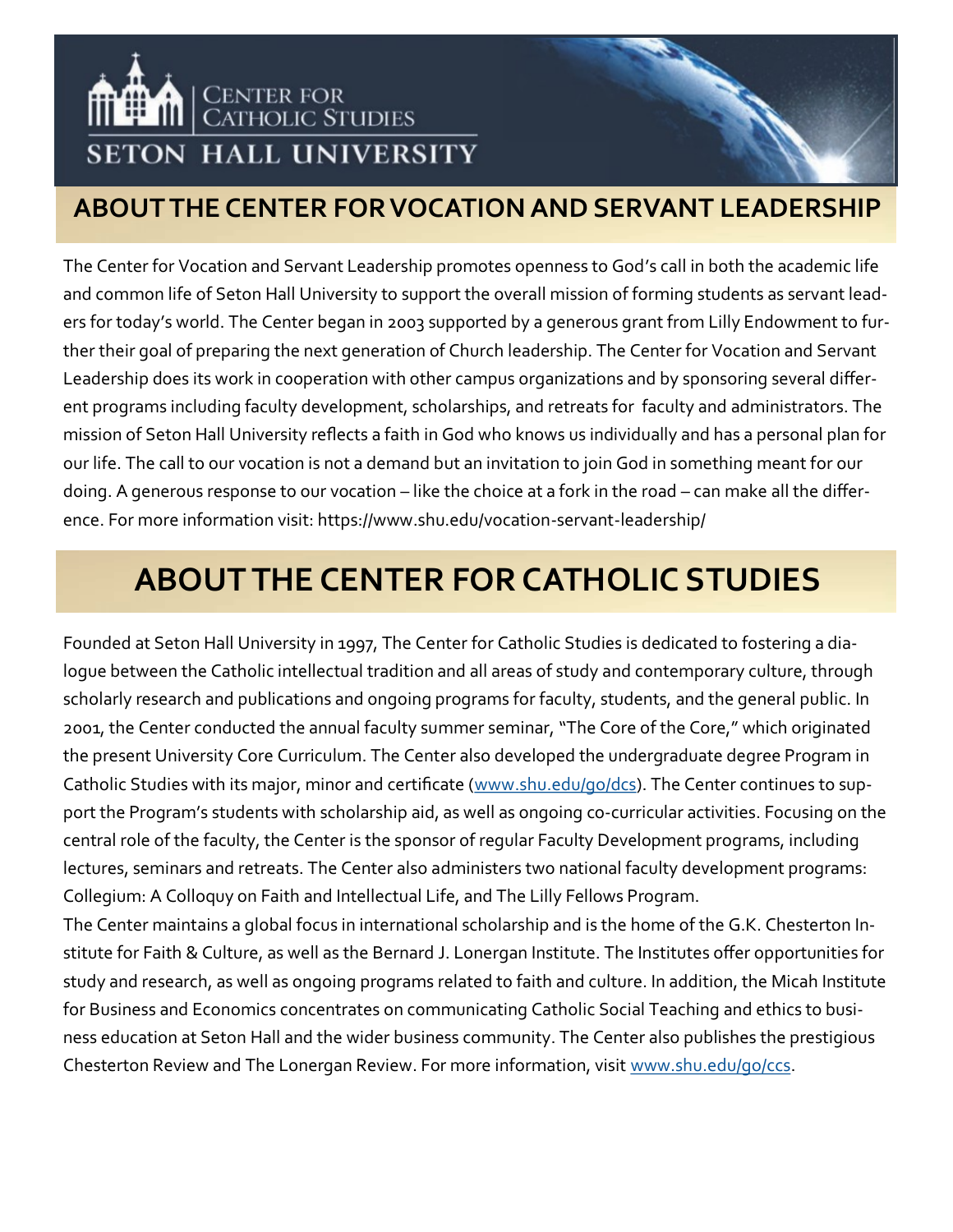CENTER FOR CATHOLIC STUDIES

SETON HALL UNIVERSITY

## ABOUT THE CENTER FOR VOCATION AND SERVANT LEADERSHIP

The Center for Vocation and Servant Leadership promotes openness to God's call in both the academic life and common life of Seton Hall University to support the overall mission of forming students as servant leaders for today's world. The Center began in 2003 supported by a generous grant from Lilly Endowment to further their goal of preparing the next generation of Church leadership. The Center for Vocation and Servant Leadership does its work in cooperation with other campus organizations and by sponsoring several different programs including faculty development, scholarships, and retreats for faculty and administrators. The mission of Seton Hall University reflects a faith in God who knows us individually and has a personal plan for our life. The call to our vocation is not a demand but an invitation to join God in something meant for our doing. A generous response to our vocation – like the choice at a fork in the road – can make all the difference. For more information visit: https://www.shu.edu/vocation-servant-leadership/

## ABOUT THE CENTER FOR CATHOLIC STUDIES

Founded at Seton Hall University in 1997, The Center for Catholic Studies is dedicated to fostering a dialogue between the Catholic intellectual tradition and all areas of study and contemporary culture, through scholarly research and publications and ongoing programs for faculty, students, and the general public. In 2001, the Center conducted the annual faculty summer seminar, "The Core of the Core," which originated the present University Core Curriculum. The Center also developed the undergraduate degree Program in Catholic Studies with its major, minor and certificate (www.shu.edu/go/dcs). The Center continues to support the Program's students with scholarship aid, as well as ongoing co-curricular activities. Focusing on the central role of the faculty, the Center is the sponsor of regular Faculty Development programs, including lectures, seminars and retreats. The Center also administers two national faculty development programs: Collegium: A Colloquy on Faith and Intellectual Life, and The Lilly Fellows Program.

The Center maintains a global focus in international scholarship and is the home of the G.K. Chesterton Institute for Faith & Culture, as well as the Bernard J. Lonergan Institute. The Institutes offer opportunities for study and research, as well as ongoing programs related to faith and culture. In addition, the Micah Institute for Business and Economics concentrates on communicating Catholic Social Teaching and ethics to business education at Seton Hall and the wider business community. The Center also publishes the prestigious Chesterton Review and The Lonergan Review. For more information, visit www.shu.edu/go/ccs.